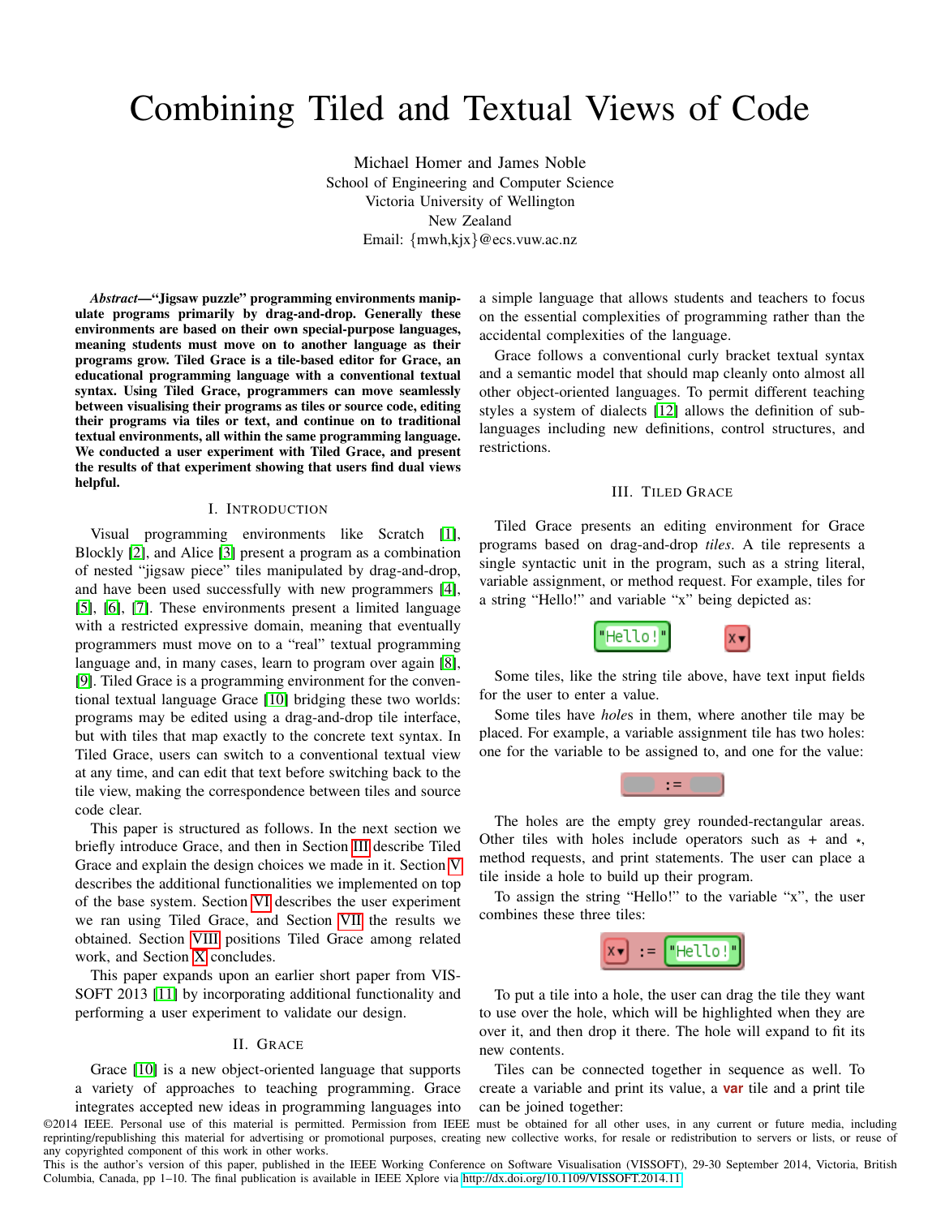# Combining Tiled and Textual Views of Code

Michael Homer and James Noble
School of Engineering and Computer Science
Victoria University of Wellington
New Zealand
Email: {mwh,kjx}@ecs.vuw.ac.nz

***Abstract*—“Jigsaw puzzle” programming environments manipulate programs primarily by drag-and-drop. Generally these environments are based on their own special-purpose languages, meaning students must move on to another language as their programs grow. Tiled Grace is a tile-based editor for Grace, an educational programming language with a conventional textual syntax. Using Tiled Grace, programmers can move seamlessly between visualising their programs as tiles or source code, editing their programs via tiles or text, and continue on to traditional textual environments, all within the same programming language. We conducted a user experiment with Tiled Grace, and present the results of that experiment showing that users find dual views helpful.**

## I. Introduction

Visual programming environments like Scratch [1], Blockly [2], and Alice [3] present a program as a combination of nested “jigsaw piece” tiles manipulated by drag-and-drop, and have been used successfully with new programmers [4], [5], [6], [7]. These environments present a limited language with a restricted expressive domain, meaning that eventually programmers must move on to a “real” textual programming language and, in many cases, learn to program over again [8], [9]. Tiled Grace is a programming environment for the conventional textual language Grace [10] bridging these two worlds: programs may be edited using a drag-and-drop tile interface, but with tiles that map exactly to the concrete text syntax. In Tiled Grace, users can switch to a conventional textual view at any time, and can edit that text before switching back to the tile view, making the correspondence between tiles and source code clear.

This paper is structured as follows. In the next section we briefly introduce Grace, and then in Section III describe Tiled Grace and explain the design choices we made in it. Section V describes the additional functionalities we implemented on top of the base system. Section VI describes the user experiment we ran using Tiled Grace, and Section VII the results we obtained. Section VIII positions Tiled Grace among related work, and Section X concludes.

This paper expands upon an earlier short paper from VISSOFT 2013 [11] by incorporating additional functionality and performing a user experiment to validate our design.

## II. Grace

Grace [10] is a new object-oriented language that supports a variety of approaches to teaching programming. Grace integrates accepted new ideas in programming languages into a simple language that allows students and teachers to focus on the essential complexities of programming rather than the accidental complexities of the language.

Grace follows a conventional curly bracket textual syntax and a semantic model that should map cleanly onto almost all other object-oriented languages. To permit different teaching styles a system of dialects [12] allows the definition of sub-languages including new definitions, control structures, and restrictions.

## III. Tiled Grace

Tiled Grace presents an editing environment for Grace programs based on drag-and-drop *tiles*. A tile represents a single syntactic unit in the program, such as a string literal, variable assignment, or method request. For example, tiles for a string “Hello!” and variable “x” being depicted as:

Some tiles, like the string tile above, have text input fields for the user to enter a value.

Some tiles have *hole*s in them, where another tile may be placed. For example, a variable assignment tile has two holes: one for the variable to be assigned to, and one for the value:

The holes are the empty grey rounded-rectangular areas. Other tiles with holes include operators such as + and *, method requests, and print statements. The user can place a tile inside a hole to build up their program.

To assign the string “Hello!” to the variable “x”, the user combines these three tiles:

To put a tile into a hole, the user can drag the tile they want to use over the hole, which will be highlighted when they are over it, and then drop it there. The hole will expand to fit its new contents.

Tiles can be connected together in sequence as well. To create a variable and print its value, a **var** tile and a print tile can be joined together:

©2014 IEEE. Personal use of this material is permitted. Permission from IEEE must be obtained for all other uses, in any current or future media, including reprinting/republishing this material for advertising or promotional purposes, creating new collective works, for resale or redistribution to servers or lists, or reuse of any copyrighted component of this work in other works.
This is the author’s version of this paper, published in the IEEE Working Conference on Software Visualisation (VISSOFT), 29-30 September 2014, Victoria, British Columbia, Canada, pp 1–10. The final publication is available in IEEE Xplore via http://dx.doi.org/10.1109/VISSOFT.2014.11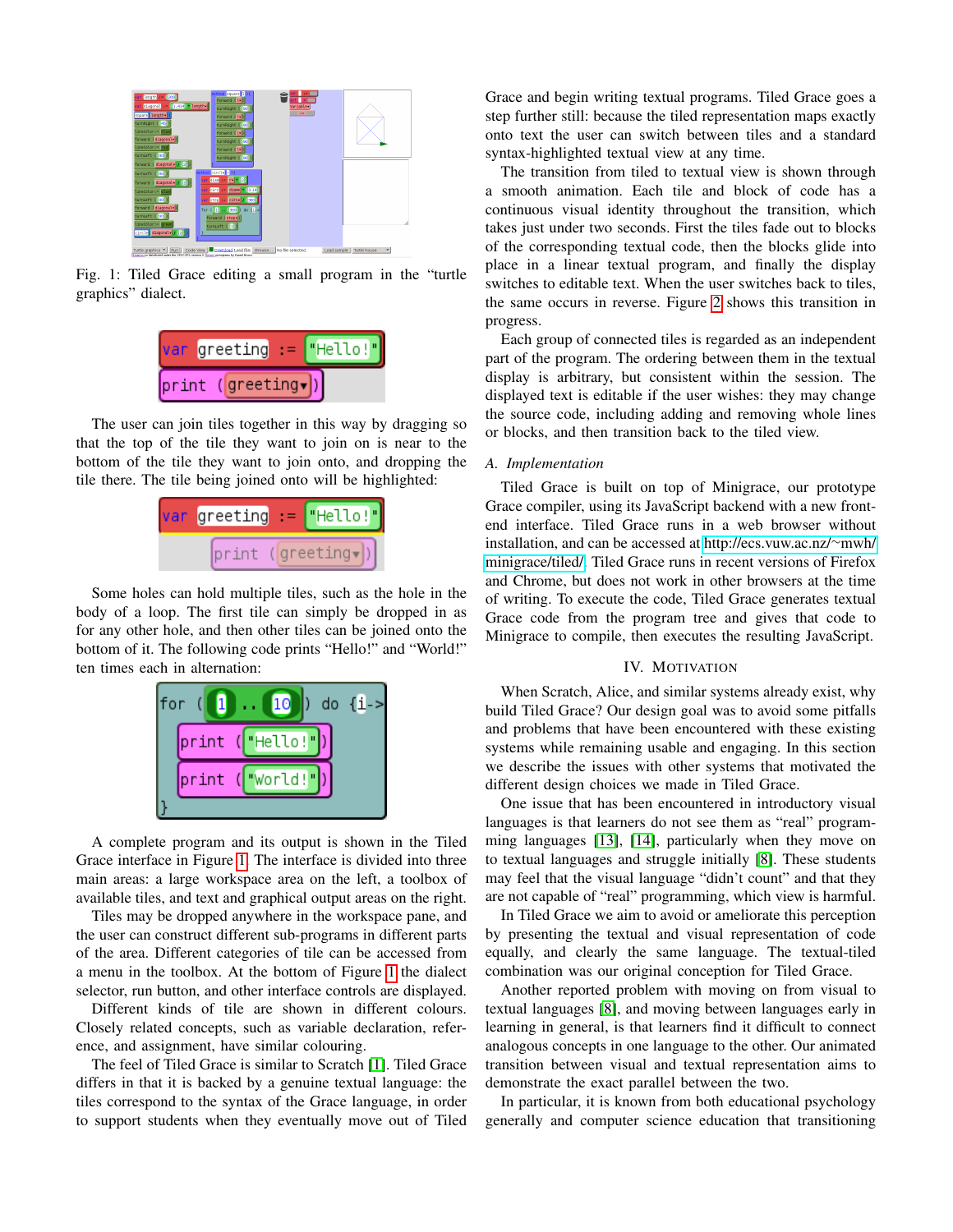Fig. 1: Tiled Grace editing a small program in the "turtle graphics" dialect.

```
var greeting := "Hello!"
print (greeting)
```

The user can join tiles together in this way by dragging so that the top of the tile they want to join on is near to the bottom of the tile they want to join onto, and dropping the tile there. The tile being joined onto will be highlighted:

```
var greeting := "Hello!"
print (greeting)
```

Some holes can hold multiple tiles, such as the hole in the body of a loop. The first tile can simply be dropped in as for any other hole, and then other tiles can be joined onto the bottom of it. The following code prints "Hello!" and "World!" ten times each in alternation:

```
for (1 .. 10) do {i->
  print ("Hello!")
  print ("World!")
}
```

A complete program and its output is shown in the Tiled Grace interface in Figure 1. The interface is divided into three main areas: a large workspace area on the left, a toolbox of available tiles, and text and graphical output areas on the right.

Tiles may be dropped anywhere in the workspace pane, and the user can construct different sub-programs in different parts of the area. Different categories of tile can be accessed from a menu in the toolbox. At the bottom of Figure 1 the dialect selector, run button, and other interface controls are displayed.

Different kinds of tile are shown in different colours. Closely related concepts, such as variable declaration, reference, and assignment, have similar colouring.

The feel of Tiled Grace is similar to Scratch [1]. Tiled Grace differs in that it is backed by a genuine textual language: the tiles correspond to the syntax of the Grace language, in order to support students when they eventually move out of Tiled Grace and begin writing textual programs. Tiled Grace goes a step further still: because the tiled representation maps exactly onto text the user can switch between tiles and a standard syntax-highlighted textual view at any time.

The transition from tiled to textual view is shown through a smooth animation. Each tile and block of code has a continuous visual identity throughout the transition, which takes just under two seconds. First the tiles fade out to blocks of the corresponding textual code, then the blocks glide into place in a linear textual program, and finally the display switches to editable text. When the user switches back to tiles, the same occurs in reverse. Figure 2 shows this transition in progress.

Each group of connected tiles is regarded as an independent part of the program. The ordering between them in the textual display is arbitrary, but consistent within the session. The displayed text is editable if the user wishes: they may change the source code, including adding and removing whole lines or blocks, and then transition back to the tiled view.

### A. Implementation

Tiled Grace is built on top of Minigrace, our prototype Grace compiler, using its JavaScript backend with a new front-end interface. Tiled Grace runs in a web browser without installation, and can be accessed at http://ecs.vuw.ac.nz/~mwh/minigrace/tiled/. Tiled Grace runs in recent versions of Firefox and Chrome, but does not work in other browsers at the time of writing. To execute the code, Tiled Grace generates textual Grace code from the program tree and gives that code to Minigrace to compile, then executes the resulting JavaScript.

## IV. Motivation

When Scratch, Alice, and similar systems already exist, why build Tiled Grace? Our design goal was to avoid some pitfalls and problems that have been encountered with these existing systems while remaining usable and engaging. In this section we describe the issues with other systems that motivated the different design choices we made in Tiled Grace.

One issue that has been encountered in introductory visual languages is that learners do not see them as "real" programming languages [13], [14], particularly when they move on to textual languages and struggle initially [8]. These students may feel that the visual language "didn't count" and that they are not capable of "real" programming, which view is harmful.

In Tiled Grace we aim to avoid or ameliorate this perception by presenting the textual and visual representation of code equally, and clearly the same language. The textual-tiled combination was our original conception for Tiled Grace.

Another reported problem with moving on from visual to textual languages [8], and moving between languages early in learning in general, is that learners find it difficult to connect analogous concepts in one language to the other. Our animated transition between visual and textual representation aims to demonstrate the exact parallel between the two.

In particular, it is known from both educational psychology generally and computer science education that transitioning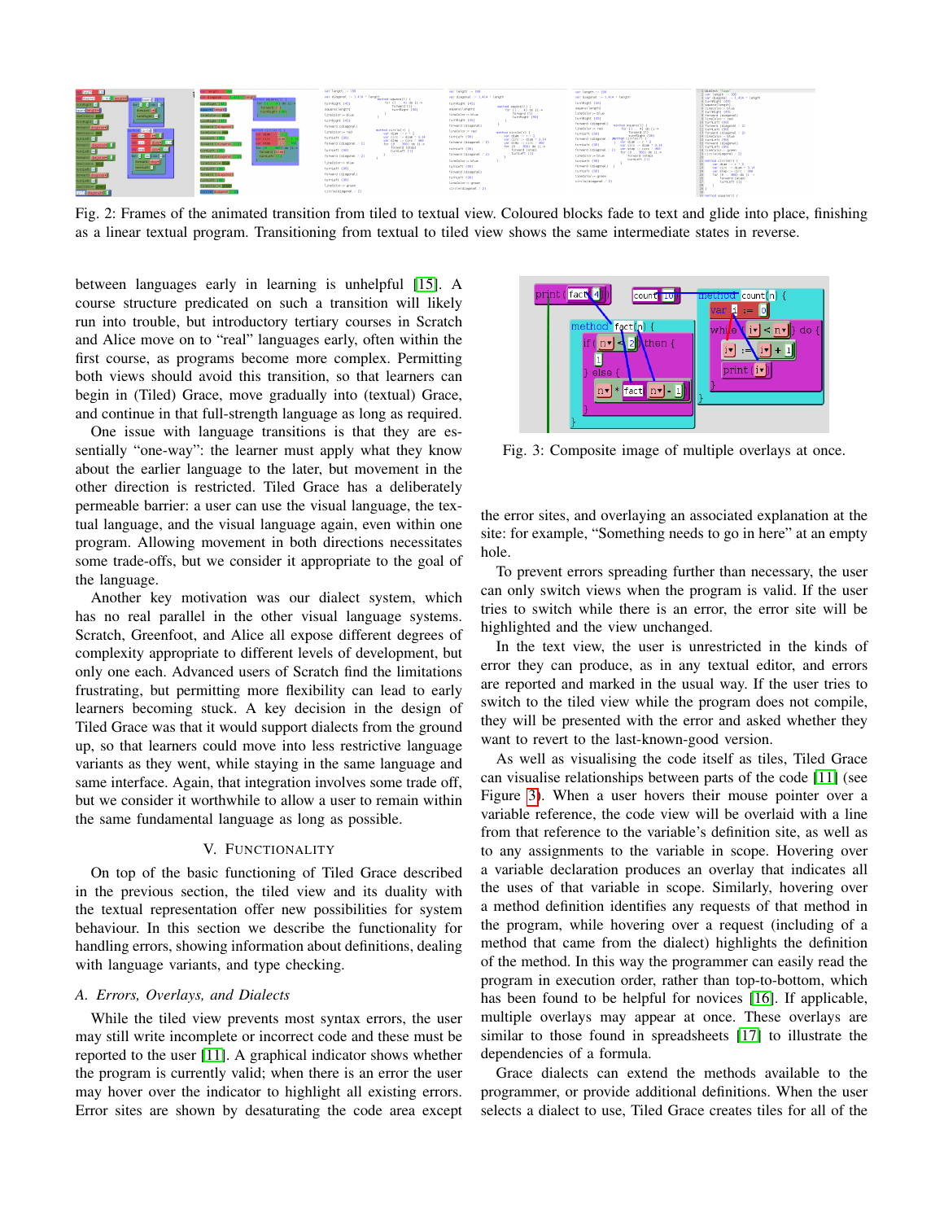Fig. 2: Frames of the animated transition from tiled to textual view. Coloured blocks fade to text and glide into place, finishing as a linear textual program. Transitioning from textual to tiled view shows the same intermediate states in reverse.

between languages early in learning is unhelpful [15]. A course structure predicated on such a transition will likely run into trouble, but introductory tertiary courses in Scratch and Alice move on to "real" languages early, often within the first course, as programs become more complex. Permitting both views should avoid this transition, so that learners can begin in (Tiled) Grace, move gradually into (textual) Grace, and continue in that full-strength language as long as required.

One issue with language transitions is that they are essentially "one-way": the learner must apply what they know about the earlier language to the later, but movement in the other direction is restricted. Tiled Grace has a deliberately permeable barrier: a user can use the visual language, the textual language, and the visual language again, even within one program. Allowing movement in both directions necessitates some trade-offs, but we consider it appropriate to the goal of the language.

Another key motivation was our dialect system, which has no real parallel in the other visual language systems. Scratch, Greenfoot, and Alice all expose different degrees of complexity appropriate to different levels of development, but only one each. Advanced users of Scratch find the limitations frustrating, but permitting more flexibility can lead to early learners becoming stuck. A key decision in the design of Tiled Grace was that it would support dialects from the ground up, so that learners could move into less restrictive language variants as they went, while staying in the same language and same interface. Again, that integration involves some trade off, but we consider it worthwhile to allow a user to remain within the same fundamental language as long as possible.

## V. Functionality

On top of the basic functioning of Tiled Grace described in the previous section, the tiled view and its duality with the textual representation offer new possibilities for system behaviour. In this section we describe the functionality for handling errors, showing information about definitions, dealing with language variants, and type checking.

### A. Errors, Overlays, and Dialects

While the tiled view prevents most syntax errors, the user may still write incomplete or incorrect code and these must be reported to the user [11]. A graphical indicator shows whether the program is currently valid; when there is an error the user may hover over the indicator to highlight all existing errors. Error sites are shown by desaturating the code area except the error sites, and overlaying an associated explanation at the site: for example, "Something needs to go in here" at an empty hole.

Fig. 3: Composite image of multiple overlays at once.

To prevent errors spreading further than necessary, the user can only switch views when the program is valid. If the user tries to switch while there is an error, the error site will be highlighted and the view unchanged.

In the text view, the user is unrestricted in the kinds of error they can produce, as in any textual editor, and errors are reported and marked in the usual way. If the user tries to switch to the tiled view while the program does not compile, they will be presented with the error and asked whether they want to revert to the last-known-good version.

As well as visualising the code itself as tiles, Tiled Grace can visualise relationships between parts of the code [11] (see Figure 3). When a user hovers their mouse pointer over a variable reference, the code view will be overlaid with a line from that reference to the variable's definition site, as well as to any assignments to the variable in scope. Hovering over a variable declaration produces an overlay that indicates all the uses of that variable in scope. Similarly, hovering over a method definition identifies any requests of that method in the program, while hovering over a request (including of a method that came from the dialect) highlights the definition of the method. In this way the programmer can easily read the program in execution order, rather than top-to-bottom, which has been found to be helpful for novices [16]. If applicable, multiple overlays may appear at once. These overlays are similar to those found in spreadsheets [17] to illustrate the dependencies of a formula.

Grace dialects can extend the methods available to the programmer, or provide additional definitions. When the user selects a dialect to use, Tiled Grace creates tiles for all of the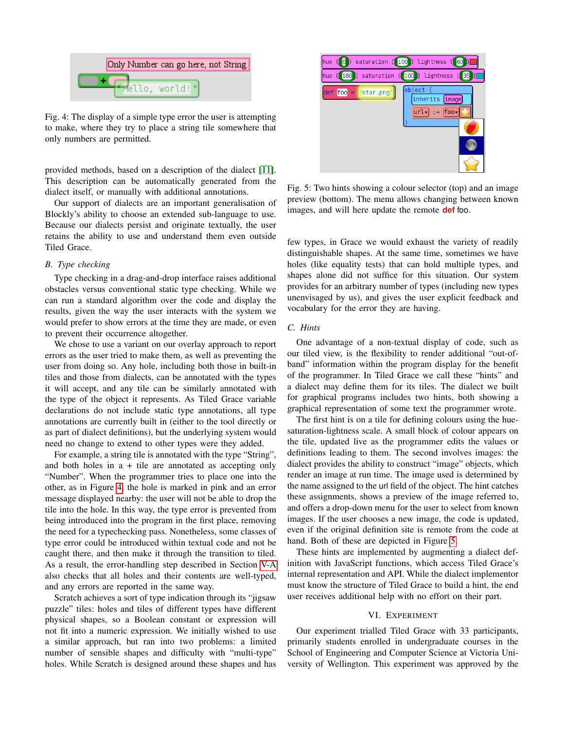Fig. 4: The display of a simple type error the user is attempting to make, where they try to place a string tile somewhere that only numbers are permitted.

provided methods, based on a description of the dialect [11]. This description can be automatically generated from the dialect itself, or manually with additional annotations.

Our support of dialects are an important generalisation of Blockly's ability to choose an extended sub-language to use. Because our dialects persist and originate textually, the user retains the ability to use and understand them even outside Tiled Grace.

### B. Type checking

Type checking in a drag-and-drop interface raises additional obstacles versus conventional static type checking. While we can run a standard algorithm over the code and display the results, given the way the user interacts with the system we would prefer to show errors at the time they are made, or even to prevent their occurrence altogether.

We chose to use a variant on our overlay approach to report errors as the user tried to make them, as well as preventing the user from doing so. Any hole, including both those in built-in tiles and those from dialects, can be annotated with the types it will accept, and any tile can be similarly annotated with the type of the object it represents. As Tiled Grace variable declarations do not include static type annotations, all type annotations are currently built in (either to the tool directly or as part of dialect definitions), but the underlying system would need no change to extend to other types were they added.

For example, a string tile is annotated with the type "String", and both holes in a + tile are annotated as accepting only "Number". When the programmer tries to place one into the other, as in Figure 4, the hole is marked in pink and an error message displayed nearby: the user will not be able to drop the tile into the hole. In this way, the type error is prevented from being introduced into the program in the first place, removing the need for a typechecking pass. Nonetheless, some classes of type error could be introduced within textual code and not be caught there, and then make it through the transition to tiled. As a result, the error-handling step described in Section V-A also checks that all holes and their contents are well-typed, and any errors are reported in the same way.

Scratch achieves a sort of type indication through its "jigsaw puzzle" tiles: holes and tiles of different types have different physical shapes, so a Boolean constant or expression will not fit into a numeric expression. We initially wished to use a similar approach, but ran into two problems: a limited number of sensible shapes and difficulty with "multi-type" holes. While Scratch is designed around these shapes and has few types, in Grace we would exhaust the variety of readily distinguishable shapes. At the same time, sometimes we have holes (like equality tests) that can hold multiple types, and shapes alone did not suffice for this situation. Our system provides for an arbitrary number of types (including new types unenvisaged by us), and gives the user explicit feedback and vocabulary for the error they are having.

Fig. 5: Two hints showing a colour selector (top) and an image preview (bottom). The menu allows changing between known images, and will here update the remote **def** foo.

### C. Hints

One advantage of a non-textual display of code, such as our tiled view, is the flexibility to render additional "out-of-band" information within the program display for the benefit of the programmer. In Tiled Grace we call these "hints" and a dialect may define them for its tiles. The dialect we built for graphical programs includes two hints, both showing a graphical representation of some text the programmer wrote.

The first hint is on a tile for defining colours using the hue-saturation-lightness scale. A small block of colour appears on the tile, updated live as the programmer edits the values or definitions leading to them. The second involves images: the dialect provides the ability to construct "image" objects, which render an image at run time. The image used is determined by the name assigned to the url field of the object. The hint catches these assignments, shows a preview of the image referred to, and offers a drop-down menu for the user to select from known images. If the user chooses a new image, the code is updated, even if the original definition site is remote from the code at hand. Both of these are depicted in Figure 5.

These hints are implemented by augmenting a dialect definition with JavaScript functions, which access Tiled Grace's internal representation and API. While the dialect implementor must know the structure of Tiled Grace to build a hint, the end user receives additional help with no effort on their part.

## VI. Experiment

Our experiment trialled Tiled Grace with 33 participants, primarily students enrolled in undergraduate courses in the School of Engineering and Computer Science at Victoria University of Wellington. This experiment was approved by the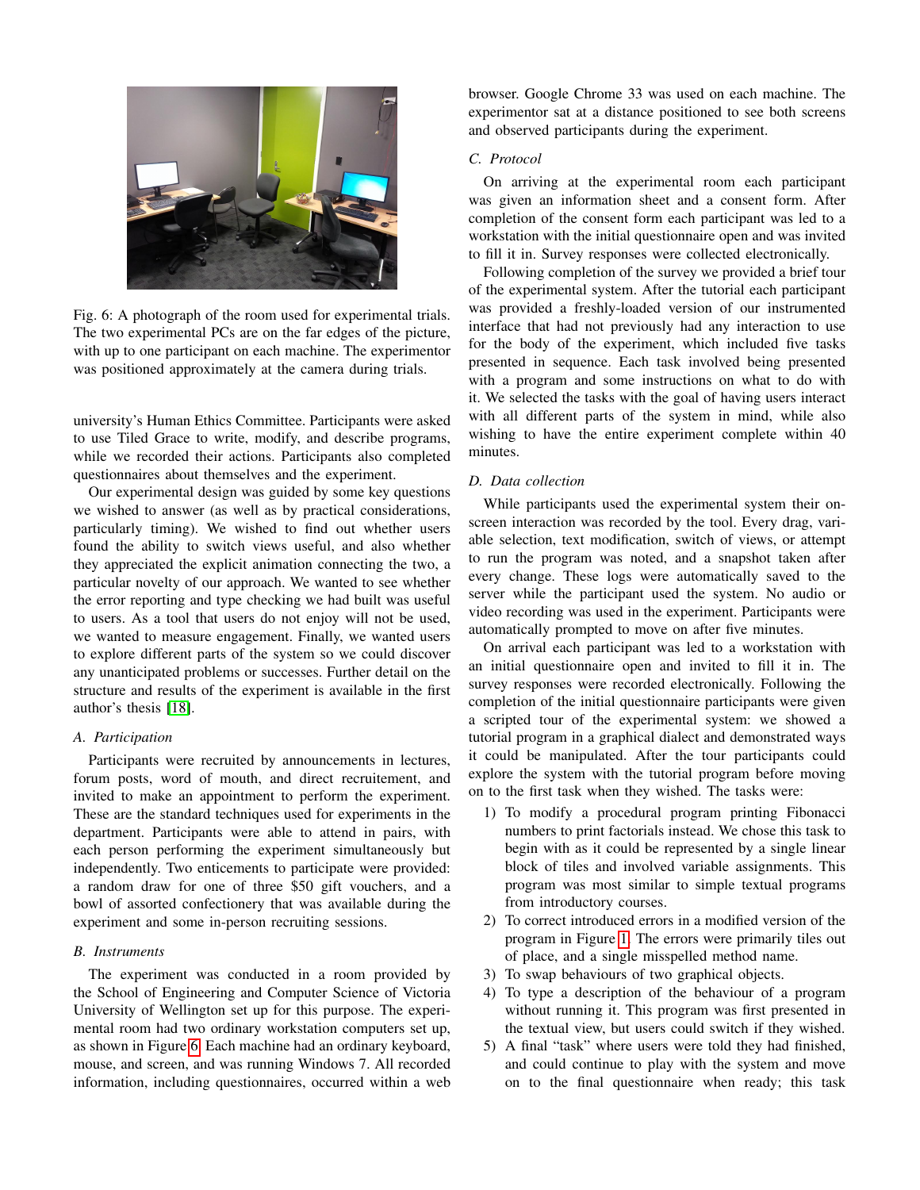Fig. 6: A photograph of the room used for experimental trials. The two experimental PCs are on the far edges of the picture, with up to one participant on each machine. The experimentor was positioned approximately at the camera during trials.

university's Human Ethics Committee. Participants were asked to use Tiled Grace to write, modify, and describe programs, while we recorded their actions. Participants also completed questionnaires about themselves and the experiment.

Our experimental design was guided by some key questions we wished to answer (as well as by practical considerations, particularly timing). We wished to find out whether users found the ability to switch views useful, and also whether they appreciated the explicit animation connecting the two, a particular novelty of our approach. We wanted to see whether the error reporting and type checking we had built was useful to users. As a tool that users do not enjoy will not be used, we wanted to measure engagement. Finally, we wanted users to explore different parts of the system so we could discover any unanticipated problems or successes. Further detail on the structure and results of the experiment is available in the first author's thesis [18].

### A. Participation

Participants were recruited by announcements in lectures, forum posts, word of mouth, and direct recruitement, and invited to make an appointment to perform the experiment. These are the standard techniques used for experiments in the department. Participants were able to attend in pairs, with each person performing the experiment simultaneously but independently. Two enticements to participate were provided: a random draw for one of three $50 gift vouchers, and a bowl of assorted confectionery that was available during the experiment and some in-person recruiting sessions.

### B. Instruments

The experiment was conducted in a room provided by the School of Engineering and Computer Science of Victoria University of Wellington set up for this purpose. The experimental room had two ordinary workstation computers set up, as shown in Figure 6. Each machine had an ordinary keyboard, mouse, and screen, and was running Windows 7. All recorded information, including questionnaires, occurred within a web browser. Google Chrome 33 was used on each machine. The experimentor sat at a distance positioned to see both screens and observed participants during the experiment.

### C. Protocol

On arriving at the experimental room each participant was given an information sheet and a consent form. After completion of the consent form each participant was led to a workstation with the initial questionnaire open and was invited to fill it in. Survey responses were collected electronically.

Following completion of the survey we provided a brief tour of the experimental system. After the tutorial each participant was provided a freshly-loaded version of our instrumented interface that had not previously had any interaction to use for the body of the experiment, which included five tasks presented in sequence. Each task involved being presented with a program and some instructions on what to do with it. We selected the tasks with the goal of having users interact with all different parts of the system in mind, while also wishing to have the entire experiment complete within 40 minutes.

### D. Data collection

While participants used the experimental system their on-screen interaction was recorded by the tool. Every drag, variable selection, text modification, switch of views, or attempt to run the program was noted, and a snapshot taken after every change. These logs were automatically saved to the server while the participant used the system. No audio or video recording was used in the experiment. Participants were automatically prompted to move on after five minutes.

On arrival each participant was led to a workstation with an initial questionnaire open and invited to fill it in. The survey responses were recorded electronically. Following the completion of the initial questionnaire participants were given a scripted tour of the experimental system: we showed a tutorial program in a graphical dialect and demonstrated ways it could be manipulated. After the tour participants could explore the system with the tutorial program before moving on to the first task when they wished. The tasks were:

1) To modify a procedural program printing Fibonacci numbers to print factorials instead. We chose this task to begin with as it could be represented by a single linear block of tiles and involved variable assignments. This program was most similar to simple textual programs from introductory courses.
2) To correct introduced errors in a modified version of the program in Figure 1. The errors were primarily tiles out of place, and a single misspelled method name.
3) To swap behaviours of two graphical objects.
4) To type a description of the behaviour of a program without running it. This program was first presented in the textual view, but users could switch if they wished.
5) A final "task" where users were told they had finished, and could continue to play with the system and move on to the final questionnaire when ready; this task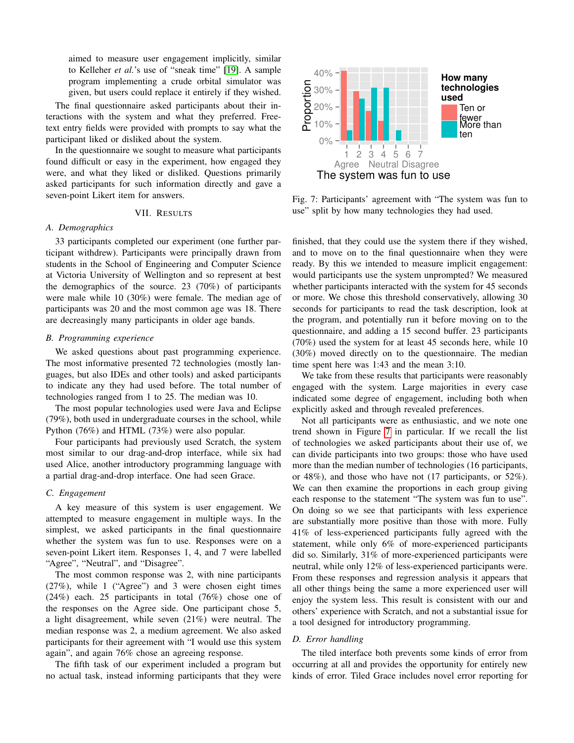aimed to measure user engagement implicitly, similar to Kelleher *et al.*'s use of "sneak time" [19]. A sample program implementing a crude orbital simulator was given, but users could replace it entirely if they wished.

The final questionnaire asked participants about their interactions with the system and what they preferred. Free-text entry fields were provided with prompts to say what the participant liked or disliked about the system.

In the questionnaire we sought to measure what participants found difficult or easy in the experiment, how engaged they were, and what they liked or disliked. Questions primarily asked participants for such information directly and gave a seven-point Likert item for answers.

## VII. Results

### A. Demographics

33 participants completed our experiment (one further participant withdrew). Participants were principally drawn from students in the School of Engineering and Computer Science at Victoria University of Wellington and so represent at best the demographics of the source. 23 (70%) of participants were male while 10 (30%) were female. The median age of participants was 20 and the most common age was 18. There are decreasingly many participants in older age bands.

### B. Programming experience

We asked questions about past programming experience. The most informative presented 72 technologies (mostly languages, but also IDEs and other tools) and asked participants to indicate any they had used before. The total number of technologies ranged from 1 to 25. The median was 10.

The most popular technologies used were Java and Eclipse (79%), both used in undergraduate courses in the school, while Python (76%) and HTML (73%) were also popular.

Four participants had previously used Scratch, the system most similar to our drag-and-drop interface, while six had used Alice, another introductory programming language with a partial drag-and-drop interface. One had seen Grace.

### C. Engagement

A key measure of this system is user engagement. We attempted to measure engagement in multiple ways. In the simplest, we asked participants in the final questionnaire whether the system was fun to use. Responses were on a seven-point Likert item. Responses 1, 4, and 7 were labelled "Agree", "Neutral", and "Disagree".

The most common response was 2, with nine participants (27%), while 1 ("Agree") and 3 were chosen eight times (24%) each. 25 participants in total (76%) chose one of the responses on the Agree side. One participant chose 5, a light disagreement, while seven (21%) were neutral. The median response was 2, a medium agreement. We also asked participants for their agreement with "I would use this system again", and again 76% chose an agreeing response.

The fifth task of our experiment included a program but no actual task, instead informing participants that they were finished, that they could use the system there if they wished, and to move on to the final questionnaire when they were ready. By this we intended to measure implicit engagement: would participants use the system unprompted? We measured whether participants interacted with the system for 45 seconds or more. We chose this threshold conservatively, allowing 30 seconds for participants to read the task description, look at the program, and potentially run it before moving on to the questionnaire, and adding a 15 second buffer. 23 participants (70%) used the system for at least 45 seconds here, while 10 (30%) moved directly on to the questionnaire. The median time spent here was 1:43 and the mean 3:10.

We take from these results that participants were reasonably engaged with the system. Large majorities in every case indicated some degree of engagement, including both when explicitly asked and through revealed preferences.

Not all participants were as enthusiastic, and we note one trend shown in Figure 7 in particular. If we recall the list of technologies we asked participants about their use of, we can divide participants into two groups: those who have used more than the median number of technologies (16 participants, or 48%), and those who have not (17 participants, or 52%). We can then examine the proportions in each group giving each response to the statement "The system was fun to use". On doing so we see that participants with less experience are substantially more positive than those with more. Fully 41% of less-experienced participants fully agreed with the statement, while only 6% of more-experienced participants did so. Similarly, 31% of more-experienced participants were neutral, while only 12% of less-experienced participants were. From these responses and regression analysis it appears that all other things being the same a more experienced user will enjoy the system less. This result is consistent with our and others' experience with Scratch, and not a substantial issue for a tool designed for introductory programming.

Fig. 7: Participants' agreement with "The system was fun to use" split by how many technologies they had used.

### D. Error handling

The tiled interface both prevents some kinds of error from occurring at all and provides the opportunity for entirely new kinds of error. Tiled Grace includes novel error reporting for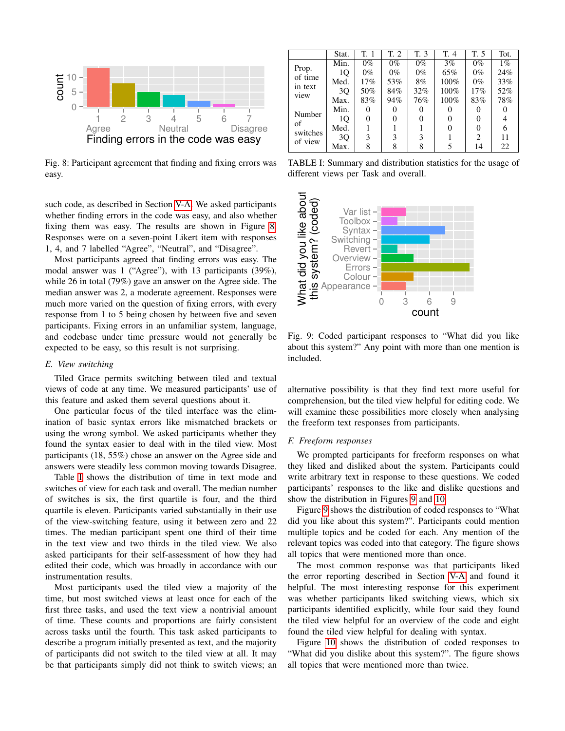Fig. 8: Participant agreement that finding and fixing errors was easy.

such code, as described in Section V-A. We asked participants whether finding errors in the code was easy, and also whether fixing them was easy. The results are shown in Figure 8. Responses were on a seven-point Likert item with responses 1, 4, and 7 labelled "Agree", "Neutral", and "Disagree".

Most participants agreed that finding errors was easy. The modal answer was 1 ("Agree"), with 13 participants (39%), while 26 in total (79%) gave an answer on the Agree side. The median answer was 2, a moderate agreement. Responses were much more varied on the question of fixing errors, with every response from 1 to 5 being chosen by between five and seven participants. Fixing errors in an unfamiliar system, language, and codebase under time pressure would not generally be expected to be easy, so this result is not surprising.

### E. View switching

Tiled Grace permits switching between tiled and textual views of code at any time. We measured participants' use of this feature and asked them several questions about it.

One particular focus of the tiled interface was the elimination of basic syntax errors like mismatched brackets or using the wrong symbol. We asked participants whether they found the syntax easier to deal with in the tiled view. Most participants (18, 55%) chose an answer on the Agree side and answers were steadily less common moving towards Disagree.

Table I shows the distribution of time in text mode and switches of view for each task and overall. The median number of switches is six, the first quartile is four, and the third quartile is eleven. Participants varied substantially in their use of the view-switching feature, using it between zero and 22 times. The median participant spent one third of their time in the text view and two thirds in the tiled view. We also asked participants for their self-assessment of how they had edited their code, which was broadly in accordance with our instrumentation results.

Most participants used the tiled view a majority of the time, but most switched views at least once for each of the first three tasks, and used the text view a nontrivial amount of time. These counts and proportions are fairly consistent across tasks until the fourth. This task asked participants to describe a program initially presented as text, and the majority of participants did not switch to the tiled view at all. It may be that participants simply did not think to switch views; an alternative possibility is that they find text more useful for comprehension, but the tiled view helpful for editing code. We will examine these possibilities more closely when analysing the freeform text responses from participants.

| | Stat. | T. 1 | T. 2 | T. 3 | T. 4 | T. 5 | Tot. |
|---|---|---|---|---|---|---|---|
| Prop. of time in text view | Min. | 0% | 0% | 0% | 3% | 0% | 1% |
| | 1Q | 0% | 0% | 0% | 65% | 0% | 24% |
| | Med. | 17% | 53% | 8% | 100% | 0% | 33% |
| | 3Q | 50% | 84% | 32% | 100% | 17% | 52% |
| | Max. | 83% | 94% | 76% | 100% | 83% | 78% |
| Number of switches of view | Min. | 0 | 0 | 0 | 0 | 0 | 0 |
| | 1Q | 0 | 0 | 0 | 0 | 0 | 4 |
| | Med. | 1 | 1 | 1 | 0 | 0 | 6 |
| | 3Q | 3 | 3 | 3 | 1 | 2 | 11 |
| | Max. | 8 | 8 | 8 | 5 | 14 | 22 |

TABLE I: Summary and distribution statistics for the usage of different views per Task and overall.

Fig. 9: Coded participant responses to "What did you like about this system?" Any point with more than one mention is included.

### F. Freeform responses

We prompted participants for freeform responses on what they liked and disliked about the system. Participants could write arbitrary text in response to these questions. We coded participants' responses to the like and dislike questions and show the distribution in Figures 9 and 10.

Figure 9 shows the distribution of coded responses to "What did you like about this system?". Participants could mention multiple topics and be coded for each. Any mention of the relevant topics was coded into that category. The figure shows all topics that were mentioned more than once.

The most common response was that participants liked the error reporting described in Section V-A and found it helpful. The most interesting response for this experiment was whether participants liked switching views, which six participants identified explicitly, while four said they found the tiled view helpful for an overview of the code and eight found the tiled view helpful for dealing with syntax.

Figure 10 shows the distribution of coded responses to "What did you dislike about this system?". The figure shows all topics that were mentioned more than twice.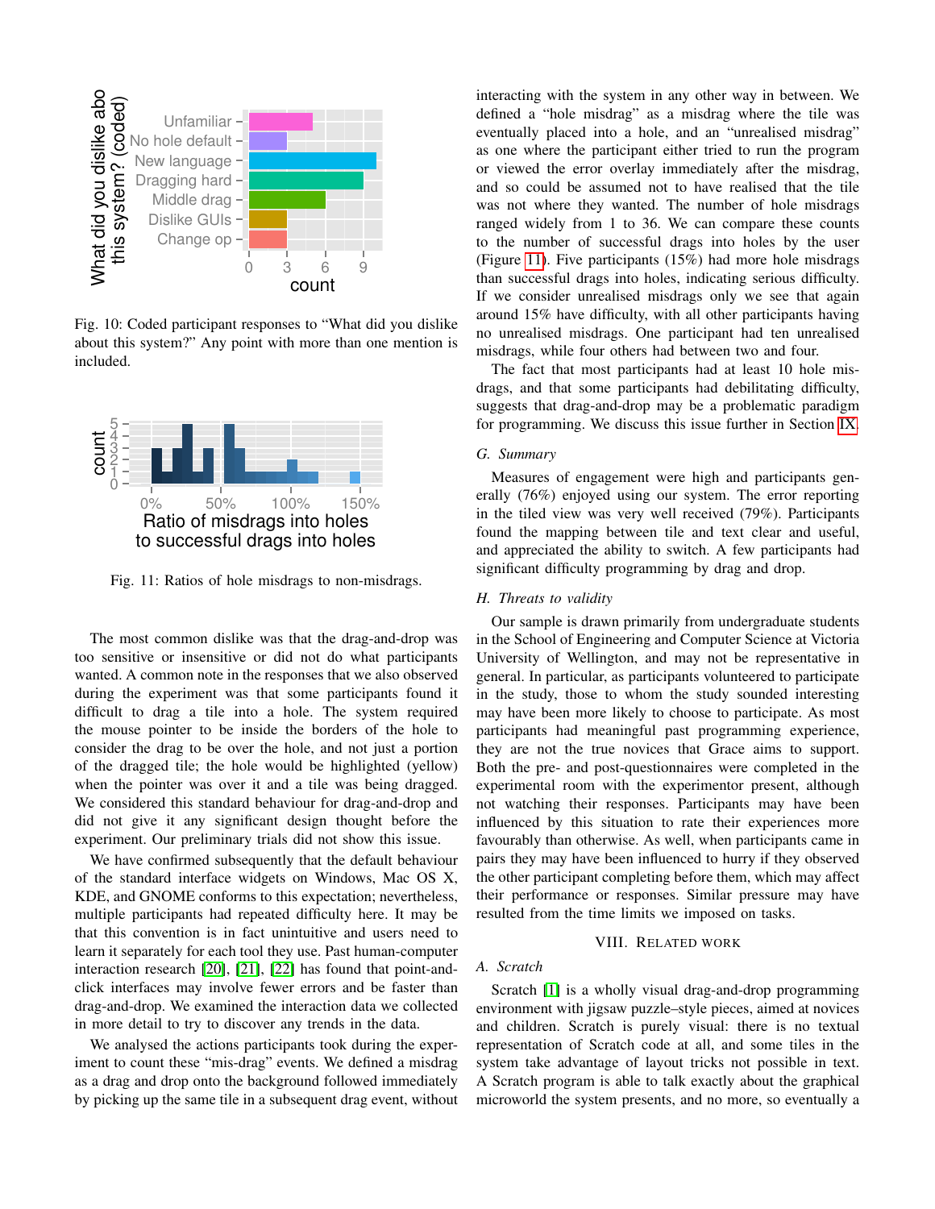What did you dislike about this system? (coded)

Unfamiliar
No hole default
New language
Dragging hard
Middle drag
Dislike GUIs
Change op

0 3 6 9

count

Fig. 10: Coded participant responses to "What did you dislike about this system?" Any point with more than one mention is included.

count

5
4
3
2
1
0

0% 50% 100% 150%

Ratio of misdrags into holes to successful drags into holes

Fig. 11: Ratios of hole misdrags to non-misdrags.

The most common dislike was that the drag-and-drop was too sensitive or insensitive or did not do what participants wanted. A common note in the responses that we also observed during the experiment was that some participants found it difficult to drag a tile into a hole. The system required the mouse pointer to be inside the borders of the hole to consider the drag to be over the hole, and not just a portion of the dragged tile; the hole would be highlighted (yellow) when the pointer was over it and a tile was being dragged. We considered this standard behaviour for drag-and-drop and did not give it any significant design thought before the experiment. Our preliminary trials did not show this issue.

We have confirmed subsequently that the default behaviour of the standard interface widgets on Windows, Mac OS X, KDE, and GNOME conforms to this expectation; nevertheless, multiple participants had repeated difficulty here. It may be that this convention is in fact unintuitive and users need to learn it separately for each tool they use. Past human-computer interaction research [20], [21], [22] has found that point-and-click interfaces may involve fewer errors and be faster than drag-and-drop. We examined the interaction data we collected in more detail to try to discover any trends in the data.

We analysed the actions participants took during the experiment to count these "mis-drag" events. We defined a misdrag as a drag and drop onto the background followed immediately by picking up the same tile in a subsequent drag event, without interacting with the system in any other way in between. We defined a "hole misdrag" as a misdrag where the tile was eventually placed into a hole, and an "unrealised misdrag" as one where the participant either tried to run the program or viewed the error overlay immediately after the misdrag, and so could be assumed not to have realised that the tile was not where they wanted. The number of hole misdrags ranged widely from 1 to 36. We can compare these counts to the number of successful drags into holes by the user (Figure 11). Five participants (15%) had more hole misdrags than successful drags into holes, indicating serious difficulty. If we consider unrealised misdrags only we see that again around 15% have difficulty, with all other participants having no unrealised misdrags. One participant had ten unrealised misdrags, while four others had between two and four.

The fact that most participants had at least 10 hole misdrags, and that some participants had debilitating difficulty, suggests that drag-and-drop may be a problematic paradigm for programming. We discuss this issue further in Section IX.

### G. Summary

Measures of engagement were high and participants generally (76%) enjoyed using our system. The error reporting in the tiled view was very well received (79%). Participants found the mapping between tile and text clear and useful, and appreciated the ability to switch. A few participants had significant difficulty programming by drag and drop.

### H. Threats to validity

Our sample is drawn primarily from undergraduate students in the School of Engineering and Computer Science at Victoria University of Wellington, and may not be representative in general. In particular, as participants volunteered to participate in the study, those to whom the study sounded interesting may have been more likely to choose to participate. As most participants had meaningful past programming experience, they are not the true novices that Grace aims to support. Both the pre- and post-questionnaires were completed in the experimental room with the experimentor present, although not watching their responses. Participants may have been influenced by this situation to rate their experiences more favourably than otherwise. As well, when participants came in pairs they may have been influenced to hurry if they observed the other participant completing before them, which may affect their performance or responses. Similar pressure may have resulted from the time limits we imposed on tasks.

## VIII. Related work

### A. Scratch

Scratch [1] is a wholly visual drag-and-drop programming environment with jigsaw puzzle–style pieces, aimed at novices and children. Scratch is purely visual: there is no textual representation of Scratch code at all, and some tiles in the system take advantage of layout tricks not possible in text. A Scratch program is able to talk exactly about the graphical microworld the system presents, and no more, so eventually a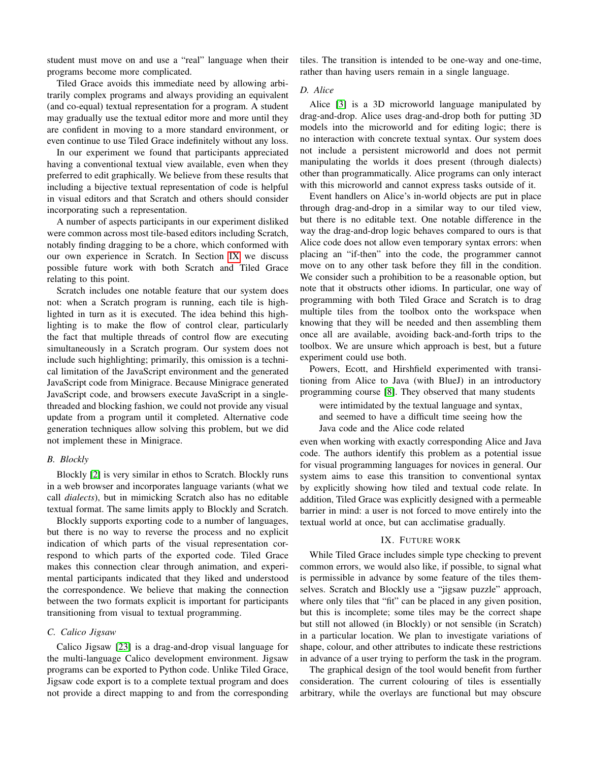student must move on and use a "real" language when their programs become more complicated.

Tiled Grace avoids this immediate need by allowing arbitrarily complex programs and always providing an equivalent (and co-equal) textual representation for a program. A student may gradually use the textual editor more and more until they are confident in moving to a more standard environment, or even continue to use Tiled Grace indefinitely without any loss.

In our experiment we found that participants appreciated having a conventional textual view available, even when they preferred to edit graphically. We believe from these results that including a bijective textual representation of code is helpful in visual editors and that Scratch and others should consider incorporating such a representation.

A number of aspects participants in our experiment disliked were common across most tile-based editors including Scratch, notably finding dragging to be a chore, which conformed with our own experience in Scratch. In Section IX we discuss possible future work with both Scratch and Tiled Grace relating to this point.

Scratch includes one notable feature that our system does not: when a Scratch program is running, each tile is highlighted in turn as it is executed. The idea behind this highlighting is to make the flow of control clear, particularly the fact that multiple threads of control flow are executing simultaneously in a Scratch program. Our system does not include such highlighting; primarily, this omission is a technical limitation of the JavaScript environment and the generated JavaScript code from Minigrace. Because Minigrace generated JavaScript code, and browsers execute JavaScript in a single-threaded and blocking fashion, we could not provide any visual update from a program until it completed. Alternative code generation techniques allow solving this problem, but we did not implement these in Minigrace.

### B. Blockly

Blockly [2] is very similar in ethos to Scratch. Blockly runs in a web browser and incorporates language variants (what we call *dialects*), but in mimicking Scratch also has no editable textual format. The same limits apply to Blockly and Scratch.

Blockly supports exporting code to a number of languages, but there is no way to reverse the process and no explicit indication of which parts of the visual representation correspond to which parts of the exported code. Tiled Grace makes this connection clear through animation, and experimental participants indicated that they liked and understood the correspondence. We believe that making the connection between the two formats explicit is important for participants transitioning from visual to textual programming.

### C. Calico Jigsaw

Calico Jigsaw [23] is a drag-and-drop visual language for the multi-language Calico development environment. Jigsaw programs can be exported to Python code. Unlike Tiled Grace, Jigsaw code export is to a complete textual program and does not provide a direct mapping to and from the corresponding tiles. The transition is intended to be one-way and one-time, rather than having users remain in a single language.

### D. Alice

Alice [3] is a 3D microworld language manipulated by drag-and-drop. Alice uses drag-and-drop both for putting 3D models into the microworld and for editing logic; there is no interaction with concrete textual syntax. Our system does not include a persistent microworld and does not permit manipulating the worlds it does present (through dialects) other than programmatically. Alice programs can only interact with this microworld and cannot express tasks outside of it.

Event handlers on Alice's in-world objects are put in place through drag-and-drop in a similar way to our tiled view, but there is no editable text. One notable difference in the way the drag-and-drop logic behaves compared to ours is that Alice code does not allow even temporary syntax errors: when placing an "if-then" into the code, the programmer cannot move on to any other task before they fill in the condition. We consider such a prohibition to be a reasonable option, but note that it obstructs other idioms. In particular, one way of programming with both Tiled Grace and Scratch is to drag multiple tiles from the toolbox onto the workspace when knowing that they will be needed and then assembling them once all are available, avoiding back-and-forth trips to the toolbox. We are unsure which approach is best, but a future experiment could use both.

Powers, Ecott, and Hirshfield experimented with transitioning from Alice to Java (with BlueJ) in an introductory programming course [8]. They observed that many students

> were intimidated by the textual language and syntax, and seemed to have a difficult time seeing how the Java code and the Alice code related

even when working with exactly corresponding Alice and Java code. The authors identify this problem as a potential issue for visual programming languages for novices in general. Our system aims to ease this transition to conventional syntax by explicitly showing how tiled and textual code relate. In addition, Tiled Grace was explicitly designed with a permeable barrier in mind: a user is not forced to move entirely into the textual world at once, but can acclimatise gradually.

## IX. Future Work

While Tiled Grace includes simple type checking to prevent common errors, we would also like, if possible, to signal what is permissible in advance by some feature of the tiles themselves. Scratch and Blockly use a "jigsaw puzzle" approach, where only tiles that "fit" can be placed in any given position, but this is incomplete; some tiles may be the correct shape but still not allowed (in Blockly) or not sensible (in Scratch) in a particular location. We plan to investigate variations of shape, colour, and other attributes to indicate these restrictions in advance of a user trying to perform the task in the program.

The graphical design of the tool would benefit from further consideration. The current colouring of tiles is essentially arbitrary, while the overlays are functional but may obscure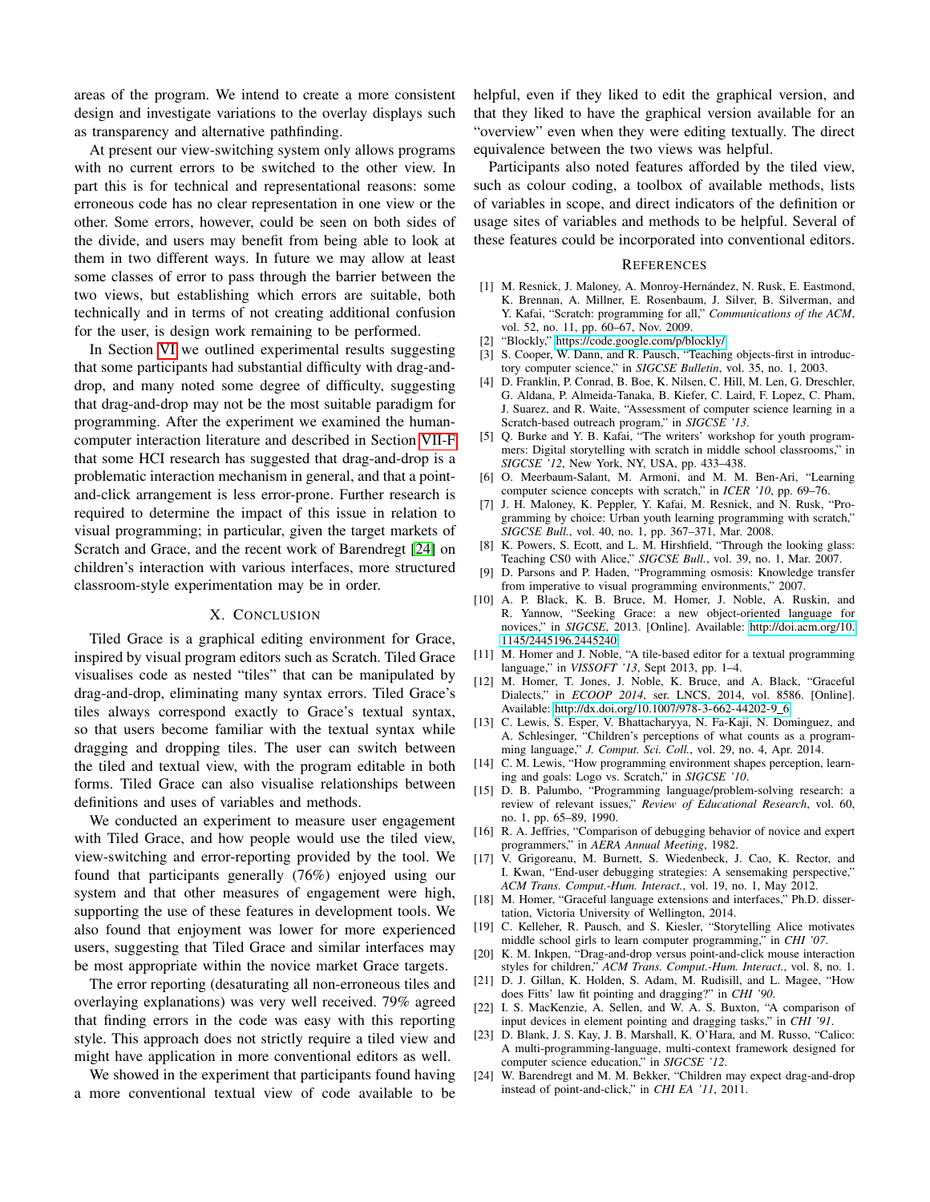areas of the program. We intend to create a more consistent design and investigate variations to the overlay displays such as transparency and alternative pathfinding.

At present our view-switching system only allows programs with no current errors to be switched to the other view. In part this is for technical and representational reasons: some erroneous code has no clear representation in one view or the other. Some errors, however, could be seen on both sides of the divide, and users may benefit from being able to look at them in two different ways. In future we may allow at least some classes of error to pass through the barrier between the two views, but establishing which errors are suitable, both technically and in terms of not creating additional confusion for the user, is design work remaining to be performed.

In Section VI we outlined experimental results suggesting that some participants had substantial difficulty with drag-and-drop, and many noted some degree of difficulty, suggesting that drag-and-drop may not be the most suitable paradigm for programming. After the experiment we examined the human-computer interaction literature and described in Section VII-F that some HCI research has suggested that drag-and-drop is a problematic interaction mechanism in general, and that a point-and-click arrangement is less error-prone. Further research is required to determine the impact of this issue in relation to visual programming; in particular, given the target markets of Scratch and Grace, and the recent work of Barendregt [24] on children's interaction with various interfaces, more structured classroom-style experimentation may be in order.

## X. Conclusion

Tiled Grace is a graphical editing environment for Grace, inspired by visual program editors such as Scratch. Tiled Grace visualises code as nested "tiles" that can be manipulated by drag-and-drop, eliminating many syntax errors. Tiled Grace's tiles always correspond exactly to Grace's textual syntax, so that users become familiar with the textual syntax while dragging and dropping tiles. The user can switch between the tiled and textual view, with the program editable in both forms. Tiled Grace can also visualise relationships between definitions and uses of variables and methods.

We conducted an experiment to measure user engagement with Tiled Grace, and how people would use the tiled view, view-switching and error-reporting provided by the tool. We found that participants generally (76%) enjoyed using our system and that other measures of engagement were high, supporting the use of these features in development tools. We also found that enjoyment was lower for more experienced users, suggesting that Tiled Grace and similar interfaces may be most appropriate within the novice market Grace targets.

The error reporting (desaturating all non-erroneous tiles and overlaying explanations) was very well received. 79% agreed that finding errors in the code was easy with this reporting style. This approach does not strictly require a tiled view and might have application in more conventional editors as well.

We showed in the experiment that participants found having a more conventional textual view of code available to be helpful, even if they liked to edit the graphical version, and that they liked to have the graphical version available for an "overview" even when they were editing textually. The direct equivalence between the two views was helpful.

Participants also noted features afforded by the tiled view, such as colour coding, a toolbox of available methods, lists of variables in scope, and direct indicators of the definition or usage sites of variables and methods to be helpful. Several of these features could be incorporated into conventional editors.

## References

[1] M. Resnick, J. Maloney, A. Monroy-Hernández, N. Rusk, E. Eastmond, K. Brennan, A. Millner, E. Rosenbaum, J. Silver, B. Silverman, and Y. Kafai, "Scratch: programming for all," *Communications of the ACM*, vol. 52, no. 11, pp. 60–67, Nov. 2009.

[2] "Blockly," https://code.google.com/p/blockly/

[3] S. Cooper, W. Dann, and R. Pausch, "Teaching objects-first in introductory computer science," in *SIGCSE Bulletin*, vol. 35, no. 1, 2003.

[4] D. Franklin, P. Conrad, B. Boe, K. Nilsen, C. Hill, M. Len, G. Dreschler, G. Aldana, P. Almeida-Tanaka, B. Kiefer, C. Laird, F. Lopez, C. Pham, J. Suarez, and R. Waite, "Assessment of computer science learning in a Scratch-based outreach program," in *SIGCSE '13*.

[5] Q. Burke and Y. B. Kafai, "The writers' workshop for youth programmers: Digital storytelling with scratch in middle school classrooms," in *SIGCSE '12*, New York, NY, USA, pp. 433–438.

[6] O. Meerbaum-Salant, M. Armoni, and M. M. Ben-Ari, "Learning computer science concepts with scratch," in *ICER '10*, pp. 69–76.

[7] J. H. Maloney, K. Peppler, Y. Kafai, M. Resnick, and N. Rusk, "Programming by choice: Urban youth learning programming with scratch," *SIGCSE Bull.*, vol. 40, no. 1, pp. 367–371, Mar. 2008.

[8] K. Powers, S. Ecott, and L. M. Hirshfield, "Through the looking glass: Teaching CS0 with Alice," *SIGCSE Bull.*, vol. 39, no. 1, Mar. 2007.

[9] D. Parsons and P. Haden, "Programming osmosis: Knowledge transfer from imperative to visual programming environments," 2007.

[10] A. P. Black, K. B. Bruce, M. Homer, J. Noble, A. Ruskin, and R. Yannow, "Seeking Grace: a new object-oriented language for novices," in *SIGCSE*, 2013. [Online]. Available: http://doi.acm.org/10.1145/2445196.2445240

[11] M. Homer and J. Noble, "A tile-based editor for a textual programming language," in *VISSOFT '13*, Sept 2013, pp. 1–4.

[12] M. Homer, T. Jones, J. Noble, K. Bruce, and A. Black, "Graceful Dialects," in *ECOOP 2014*, ser. LNCS, 2014, vol. 8586. [Online]. Available: http://dx.doi.org/10.1007/978-3-662-44202-9_6

[13] C. Lewis, S. Esper, V. Bhattacharyya, N. Fa-Kaji, N. Dominguez, and A. Schlesinger, "Children's perceptions of what counts as a programming language," *J. Comput. Sci. Coll.*, vol. 29, no. 4, Apr. 2014.

[14] C. M. Lewis, "How programming environment shapes perception, learning and goals: Logo vs. Scratch," in *SIGCSE '10*.

[15] D. B. Palumbo, "Programming language/problem-solving research: a review of relevant issues," *Review of Educational Research*, vol. 60, no. 1, pp. 65–89, 1990.

[16] R. A. Jeffries, "Comparison of debugging behavior of novice and expert programmers," in *AERA Annual Meeting*, 1982.

[17] V. Grigoreanu, M. Burnett, S. Wiedenbeck, J. Cao, K. Rector, and I. Kwan, "End-user debugging strategies: A sensemaking perspective," *ACM Trans. Comput.-Hum. Interact.*, vol. 19, no. 1, May 2012.

[18] M. Homer, "Graceful language extensions and interfaces," Ph.D. dissertation, Victoria University of Wellington, 2014.

[19] C. Kelleher, R. Pausch, and S. Kiesler, "Storytelling Alice motivates middle school girls to learn computer programming," in *CHI '07*.

[20] K. M. Inkpen, "Drag-and-drop versus point-and-click mouse interaction styles for children," *ACM Trans. Comput.-Hum. Interact.*, vol. 8, no. 1.

[21] D. J. Gillan, K. Holden, S. Adam, M. Rudisill, and L. Magee, "How does Fitts' law fit pointing and dragging?" in *CHI '90*.

[22] I. S. MacKenzie, A. Sellen, and W. A. S. Buxton, "A comparison of input devices in element pointing and dragging tasks," in *CHI '91*.

[23] D. Blank, J. S. Kay, J. B. Marshall, K. O'Hara, and M. Russo, "Calico: A multi-programming-language, multi-context framework designed for computer science education," in *SIGCSE '12*.

[24] W. Barendregt and M. M. Bekker, "Children may expect drag-and-drop instead of point-and-click," in *CHI EA '11*, 2011.